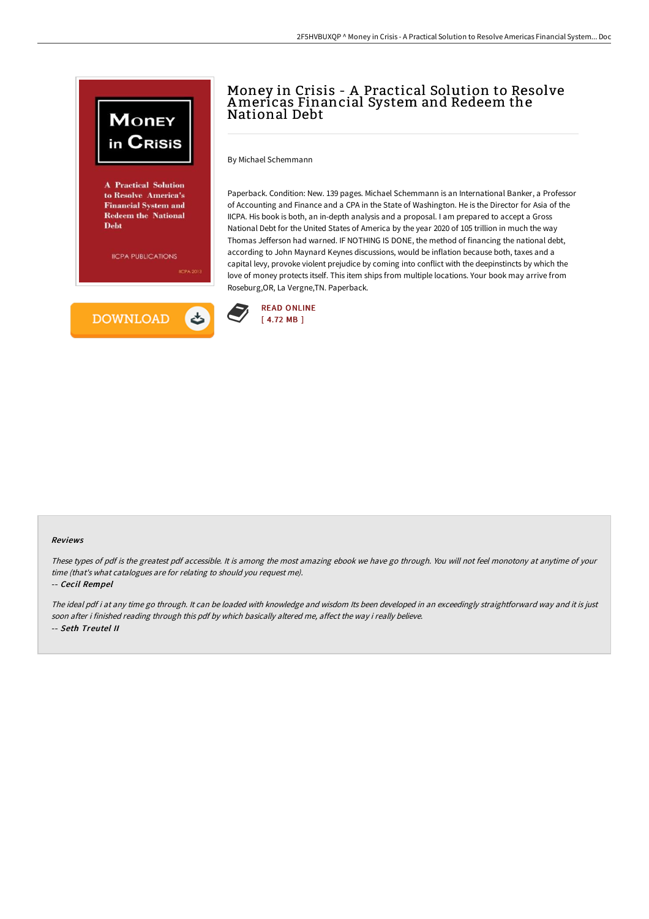# Money in Crisis - A Practical Solution to Resolve Americas Financial System and Redeem the National Debt

By Michael Schemmann

Paperback. Condition: New. 139 pages. Michael Schemmann is an International Banker, a Professor of Accounting and Finance and a CPA in the State of Washington. He is the Director for Asia of the IICPA. His book is both, an in-depth analysis and a proposal. I am prepared to accept a Gross National Debt for the United States of America by the year 2020 of 105 trillion in much the way Thomas Jefferson had warned. IF NOTHING IS DONE, the method of financing the national debt, according to John Maynard Keynes discussions, would be inflation because both, taxes and a capital levy, provoke violent prejudice by coming into conflict with the deepinstincts by which the love of money protects itself. This item ships from multiple locations. Your book may arrive from Roseburg,OR, La Vergne,TN. Paperback.

READ ONLINE
[ 4.72 MB ]

DOWNLOAD

#### Reviews

*These types of pdf is the greatest pdf accessible. It is among the most amazing ebook we have go through. You will not feel monotony at anytime of your time (that's what catalogues are for relating to should you request me).*

*-- Cecil Rempel*

*The ideal pdf i at any time go through. It can be loaded with knowledge and wisdom Its been developed in an exceedingly straightforward way and it is just soon after i finished reading through this pdf by which basically altered me, affect the way i really believe.*

*-- Seth Treutel II*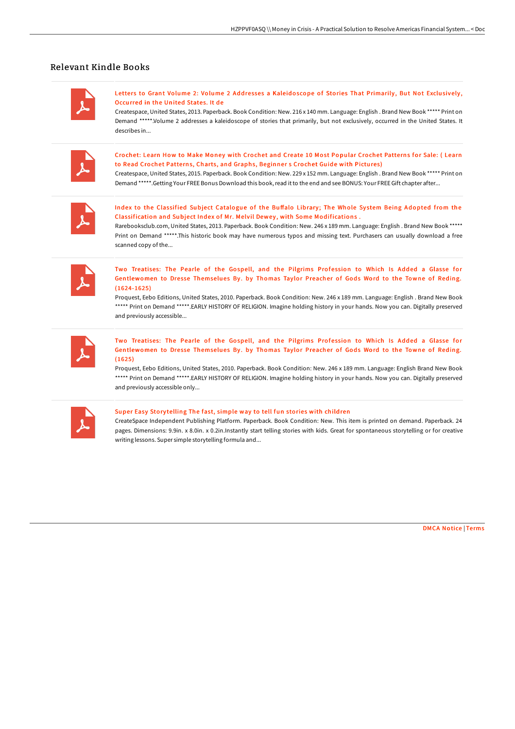## Relevant Kindle Books

**Letters to Grant Volume 2: Volume 2 Addresses a Kaleidoscope of Stories That Primarily, But Not Exclusively, Occurred in the United States. It de**

Createspace, United States, 2013. Paperback. Book Condition: New. 216 x 140 mm. Language: English . Brand New Book ***** Print on Demand *****.Volume 2 addresses a kaleidoscope of stories that primarily, but not exclusively, occurred in the United States. It describes in...

**Crochet: Learn How to Make Money with Crochet and Create 10 Most Popular Crochet Patterns for Sale: ( Learn to Read Crochet Patterns, Charts, and Graphs, Beginner s Crochet Guide with Pictures)**

Createspace, United States, 2015. Paperback. Book Condition: New. 229 x 152 mm. Language: English . Brand New Book ***** Print on Demand *****.Getting Your FREE Bonus Download this book, read it to the end and see BONUS: Your FREE Gift chapter after...

**Index to the Classified Subject Catalogue of the Buffalo Library; The Whole System Being Adopted from the Classification and Subject Index of Mr. Melvil Dewey, with Some Modifications .**

Rarebooksclub.com, United States, 2013. Paperback. Book Condition: New. 246 x 189 mm. Language: English . Brand New Book ***** Print on Demand *****.This historic book may have numerous typos and missing text. Purchasers can usually download a free scanned copy of the...

**Two Treatises: The Pearle of the Gospell, and the Pilgrims Profession to Which Is Added a Glasse for Gentlewomen to Dresse Themselues By. by Thomas Taylor Preacher of Gods Word to the Towne of Reding. (1624-1625)**

Proquest, Eebo Editions, United States, 2010. Paperback. Book Condition: New. 246 x 189 mm. Language: English . Brand New Book ***** Print on Demand *****.EARLY HISTORY OF RELIGION. Imagine holding history in your hands. Now you can. Digitally preserved and previously accessible...

**Two Treatises: The Pearle of the Gospell, and the Pilgrims Profession to Which Is Added a Glasse for Gentlewomen to Dresse Themselues By. by Thomas Taylor Preacher of Gods Word to the Towne of Reding. (1625)**

Proquest, Eebo Editions, United States, 2010. Paperback. Book Condition: New. 246 x 189 mm. Language: English Brand New Book ***** Print on Demand *****.EARLY HISTORY OF RELIGION. Imagine holding history in your hands. Now you can. Digitally preserved and previously accessible only...

**Super Easy Storytelling The fast, simple way to tell fun stories with children**

CreateSpace Independent Publishing Platform. Paperback. Book Condition: New. This item is printed on demand. Paperback. 24 pages. Dimensions: 9.9in. x 8.0in. x 0.2in.Instantly start telling stories with kids. Great for spontaneous storytelling or for creative writing lessons. Super simple storytelling formula and...

DMCA Notice | Terms